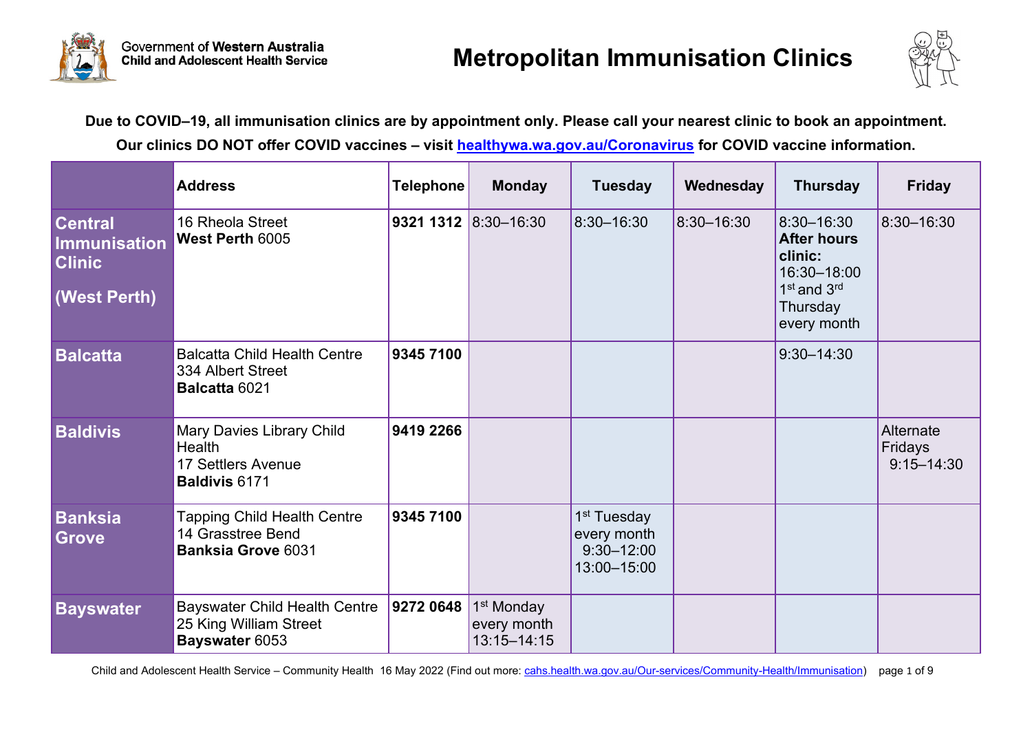Government of **Western Australia**
**Child and Adolescent Health Service**

# Metropolitan Immunisation Clinics

**Due to COVID–19, all immunisation clinics are by appointment only. Please call your nearest clinic to book an appointment.**

**Our clinics DO NOT offer COVID vaccines – visit healthywa.wa.gov.au/Coronavirus for COVID vaccine information.**

| | Address | Telephone | Monday | Tuesday | Wednesday | Thursday | Friday |
|---|---|---|---|---|---|---|---|
| **Central Immunisation Clinic (West Perth)** | 16 Rheola Street **West Perth** 6005 | **9321 1312** | 8:30–16:30 | 8:30–16:30 | 8:30–16:30 | 8:30–16:30 **After hours clinic:** 16:30–18:00 1st and 3rd Thursday every month | 8:30–16:30 |
| **Balcatta** | Balcatta Child Health Centre 334 Albert Street **Balcatta** 6021 | **9345 7100** | | | | 9:30–14:30 | |
| **Baldivis** | Mary Davies Library Child Health 17 Settlers Avenue **Baldivis** 6171 | **9419 2266** | | | | | Alternate Fridays 9:15–14:30 |
| **Banksia Grove** | Tapping Child Health Centre 14 Grasstree Bend **Banksia Grove** 6031 | **9345 7100** | | 1st Tuesday every month 9:30–12:00 13:00–15:00 | | | |
| **Bayswater** | Bayswater Child Health Centre 25 King William Street **Bayswater** 6053 | **9272 0648** | 1st Monday every month 13:15–14:15 | | | | |

Child and Adolescent Health Service – Community Health 16 May 2022 (Find out more: cahs.health.wa.gov.au/Our-services/Community-Health/Immunisation)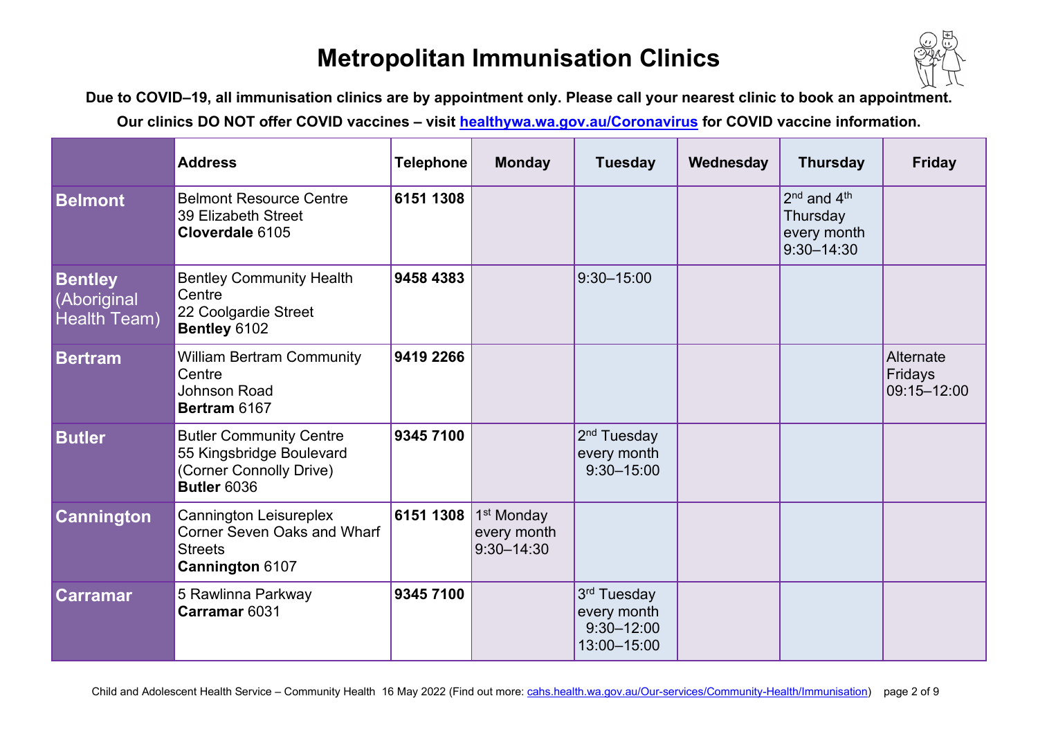# Metropolitan Immunisation Clinics

**Due to COVID–19, all immunisation clinics are by appointment only. Please call your nearest clinic to book an appointment.**

**Our clinics DO NOT offer COVID vaccines – visit healthywa.wa.gov.au/Coronavirus for COVID vaccine information.**

| | Address | Telephone | Monday | Tuesday | Wednesday | Thursday | Friday |
|---|---|---|---|---|---|---|---|
| **Belmont** | Belmont Resource Centre 39 Elizabeth Street **Cloverdale** 6105 | **6151 1308** | | | | 2nd and 4th Thursday every month 9:30–14:30 | |
| **Bentley** (Aboriginal Health Team) | Bentley Community Health Centre 22 Coolgardie Street **Bentley** 6102 | **9458 4383** | | 9:30–15:00 | | | |
| **Bertram** | William Bertram Community Centre Johnson Road **Bertram** 6167 | **9419 2266** | | | | | Alternate Fridays 09:15–12:00 |
| **Butler** | Butler Community Centre 55 Kingsbridge Boulevard (Corner Connolly Drive) **Butler** 6036 | **9345 7100** | | 2nd Tuesday every month 9:30–15:00 | | | |
| **Cannington** | Cannington Leisureplex Corner Seven Oaks and Wharf Streets **Cannington** 6107 | **6151 1308** | 1st Monday every month 9:30–14:30 | | | | |
| **Carramar** | 5 Rawlinna Parkway **Carramar** 6031 | **9345 7100** | | 3rd Tuesday every month 9:30–12:00 13:00–15:00 | | | |

Child and Adolescent Health Service – Community Health 16 May 2022 (Find out more: cahs.health.wa.gov.au/Our-services/Community-Health/Immunisation)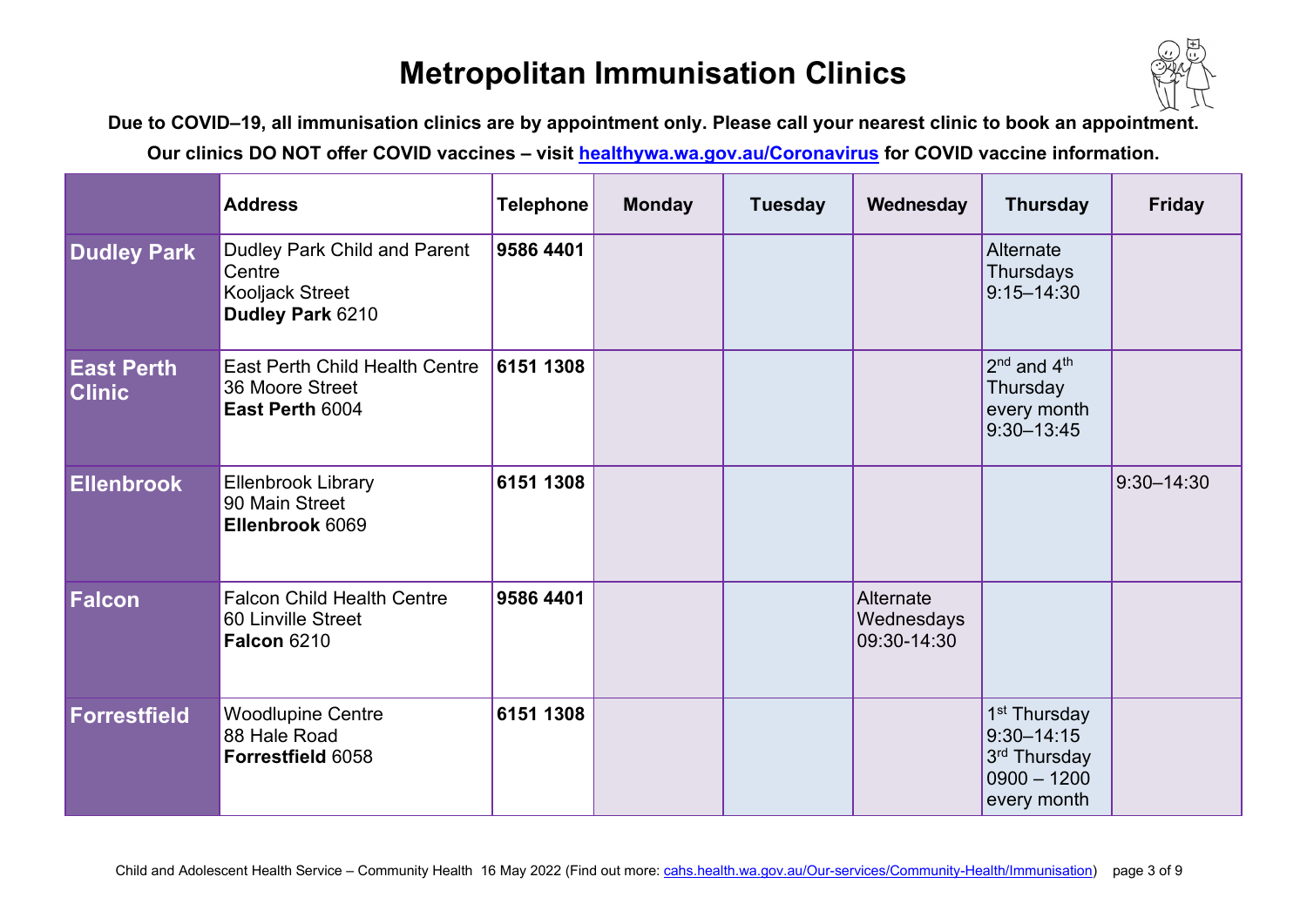# Metropolitan Immunisation Clinics

**Due to COVID–19, all immunisation clinics are by appointment only. Please call your nearest clinic to book an appointment.**

**Our clinics DO NOT offer COVID vaccines – visit [healthywa.wa.gov.au/Coronavirus](healthywa.wa.gov.au/Coronavirus) for COVID vaccine information.**

| | Address | Telephone | Monday | Tuesday | Wednesday | Thursday | Friday |
|---|---|---|---|---|---|---|---|
| **Dudley Park** | Dudley Park Child and Parent Centre<br>Kooljack Street<br>**Dudley Park** 6210 | **9586 4401** | | | | Alternate Thursdays<br>9:15–14:30 | |
| **East Perth Clinic** | East Perth Child Health Centre<br>36 Moore Street<br>**East Perth** 6004 | **6151 1308** | | | | 2nd and 4th Thursday every month<br>9:30–13:45 | |
| **Ellenbrook** | Ellenbrook Library<br>90 Main Street<br>**Ellenbrook** 6069 | **6151 1308** | | | | | 9:30–14:30 |
| **Falcon** | Falcon Child Health Centre<br>60 Linville Street<br>**Falcon** 6210 | **9586 4401** | | | Alternate Wednesdays<br>09:30-14:30 | | |
| **Forrestfield** | Woodlupine Centre<br>88 Hale Road<br>**Forrestfield** 6058 | **6151 1308** | | | | 1st Thursday<br>9:30–14:15<br>3rd Thursday<br>0900 – 1200<br>every month | |

Child and Adolescent Health Service – Community Health 16 May 2022 (Find out more: [cahs.health.wa.gov.au/Our-services/Community-Health/Immunisation](cahs.health.wa.gov.au/Our-services/Community-Health/Immunisation))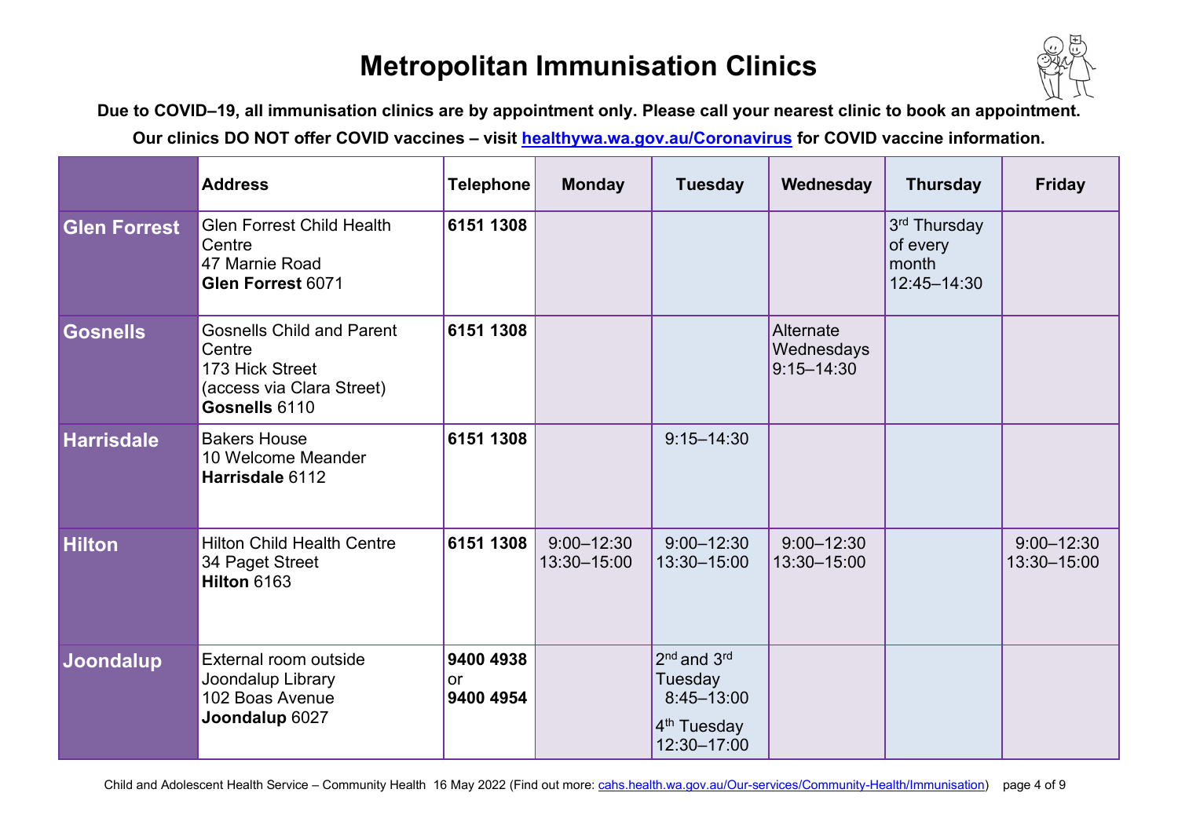# Metropolitan Immunisation Clinics

**Due to COVID–19, all immunisation clinics are by appointment only. Please call your nearest clinic to book an appointment.**

**Our clinics DO NOT offer COVID vaccines – visit [healthywa.wa.gov.au/Coronavirus](healthywa.wa.gov.au/Coronavirus) for COVID vaccine information.**

| | Address | Telephone | Monday | Tuesday | Wednesday | Thursday | Friday |
|---|---|---|---|---|---|---|---|
| **Glen Forrest** | Glen Forrest Child Health Centre<br>47 Marnie Road<br>**Glen Forrest** 6071 | **6151 1308** | | | | 3rd Thursday of every month<br>12:45–14:30 | |
| **Gosnells** | Gosnells Child and Parent Centre<br>173 Hick Street<br>(access via Clara Street)<br>**Gosnells** 6110 | **6151 1308** | | | Alternate Wednesdays<br>9:15–14:30 | | |
| **Harrisdale** | Bakers House<br>10 Welcome Meander<br>**Harrisdale** 6112 | **6151 1308** | | 9:15–14:30 | | | |
| **Hilton** | Hilton Child Health Centre<br>34 Paget Street<br>**Hilton** 6163 | **6151 1308** | 9:00–12:30<br>13:30–15:00 | 9:00–12:30<br>13:30–15:00 | 9:00–12:30<br>13:30–15:00 | | 9:00–12:30<br>13:30–15:00 |
| **Joondalup** | External room outside Joondalup Library<br>102 Boas Avenue<br>**Joondalup** 6027 | **9400 4938**<br>or<br>**9400 4954** | | 2nd and 3rd Tuesday<br>8:45–13:00<br>4th Tuesday<br>12:30–17:00 | | | |

Child and Adolescent Health Service – Community Health 16 May 2022 (Find out more: [cahs.health.wa.gov.au/Our-services/Community-Health/Immunisation](cahs.health.wa.gov.au/Our-services/Community-Health/Immunisation))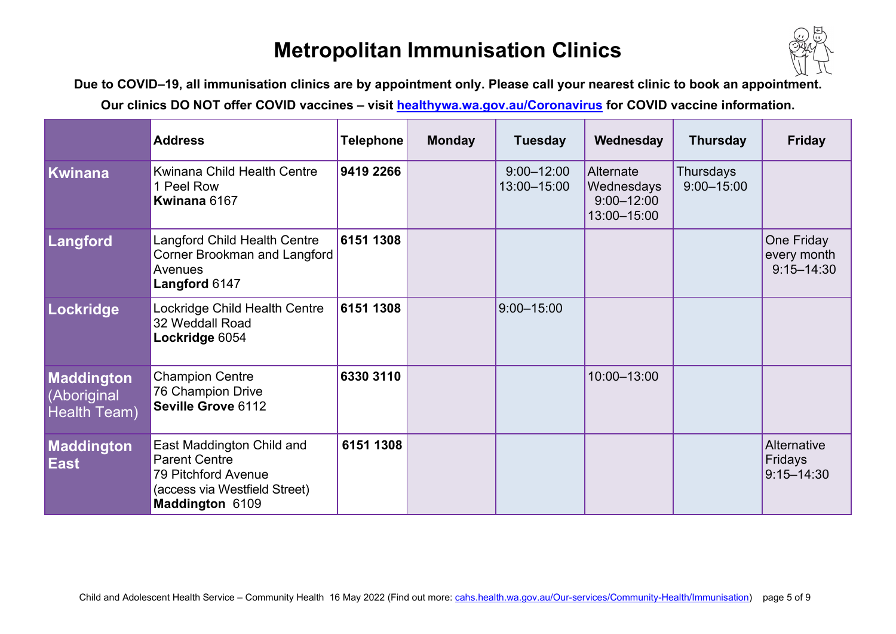# Metropolitan Immunisation Clinics

**Due to COVID–19, all immunisation clinics are by appointment only. Please call your nearest clinic to book an appointment.**

**Our clinics DO NOT offer COVID vaccines – visit [healthywa.wa.gov.au/Coronavirus](healthywa.wa.gov.au/Coronavirus) for COVID vaccine information.**

| | Address | Telephone | Monday | Tuesday | Wednesday | Thursday | Friday |
|---|---|---|---|---|---|---|---|
| **Kwinana** | Kwinana Child Health Centre<br>1 Peel Row<br>**Kwinana** 6167 | **9419 2266** | | 9:00–12:00<br>13:00–15:00 | Alternate Wednesdays<br>9:00–12:00<br>13:00–15:00 | Thursdays<br>9:00–15:00 | |
| **Langford** | Langford Child Health Centre<br>Corner Brookman and Langford Avenues<br>**Langford** 6147 | **6151 1308** | | | | | One Friday every month<br>9:15–14:30 |
| **Lockridge** | Lockridge Child Health Centre<br>32 Weddall Road<br>**Lockridge** 6054 | **6151 1308** | | 9:00–15:00 | | | |
| **Maddington** (Aboriginal Health Team) | Champion Centre<br>76 Champion Drive<br>**Seville Grove** 6112 | **6330 3110** | | | 10:00–13:00 | | |
| **Maddington East** | East Maddington Child and Parent Centre<br>79 Pitchford Avenue<br>(access via Westfield Street)<br>**Maddington** 6109 | **6151 1308** | | | | | Alternative Fridays<br>9:15–14:30 |

Child and Adolescent Health Service – Community Health 16 May 2022 (Find out more: [cahs.health.wa.gov.au/Our-services/Community-Health/Immunisation](cahs.health.wa.gov.au/Our-services/Community-Health/Immunisation))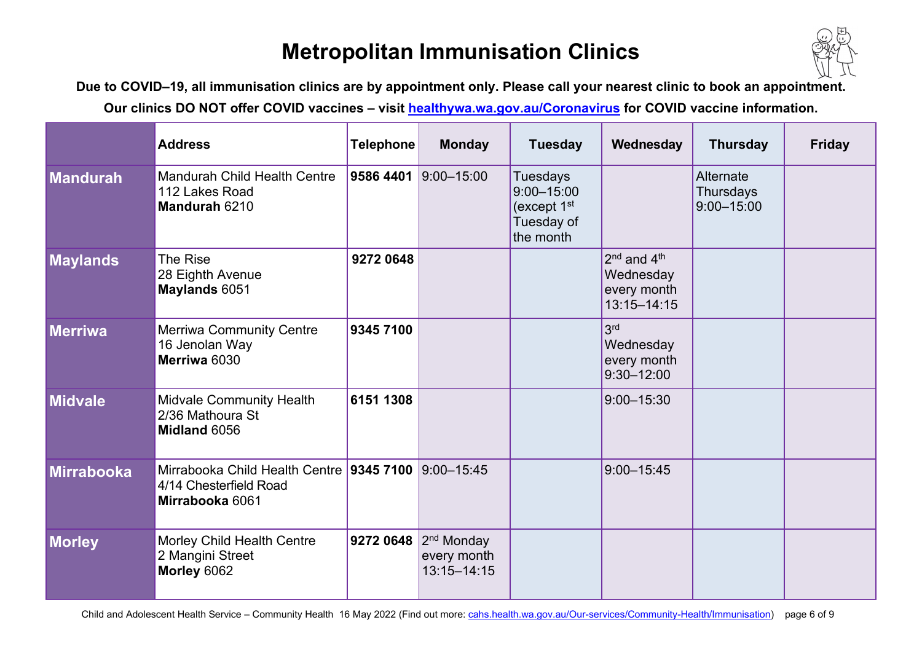# Metropolitan Immunisation Clinics

**Due to COVID–19, all immunisation clinics are by appointment only. Please call your nearest clinic to book an appointment.**

**Our clinics DO NOT offer COVID vaccines – visit [healthywa.wa.gov.au/Coronavirus](healthywa.wa.gov.au/Coronavirus) for COVID vaccine information.**

| | Address | Telephone | Monday | Tuesday | Wednesday | Thursday | Friday |
|---|---|---|---|---|---|---|---|
| **Mandurah** | Mandurah Child Health Centre 112 Lakes Road **Mandurah** 6210 | **9586 4401** | 9:00–15:00 | Tuesdays 9:00–15:00 (except 1st Tuesday of the month | | Alternate Thursdays 9:00–15:00 | |
| **Maylands** | The Rise 28 Eighth Avenue **Maylands** 6051 | **9272 0648** | | | 2nd and 4th Wednesday every month 13:15–14:15 | | |
| **Merriwa** | Merriwa Community Centre 16 Jenolan Way **Merriwa** 6030 | **9345 7100** | | | 3rd Wednesday every month 9:30–12:00 | | |
| **Midvale** | Midvale Community Health 2/36 Mathoura St **Midland** 6056 | **6151 1308** | | | 9:00–15:30 | | |
| **Mirrabooka** | Mirrabooka Child Health Centre 4/14 Chesterfield Road **Mirrabooka** 6061 | **9345 7100** | 9:00–15:45 | | 9:00–15:45 | | |
| **Morley** | Morley Child Health Centre 2 Mangini Street **Morley** 6062 | **9272 0648** | 2nd Monday every month 13:15–14:15 | | | | |

Child and Adolescent Health Service – Community Health 16 May 2022 (Find out more: [cahs.health.wa.gov.au/Our-services/Community-Health/Immunisation](cahs.health.wa.gov.au/Our-services/Community-Health/Immunisation))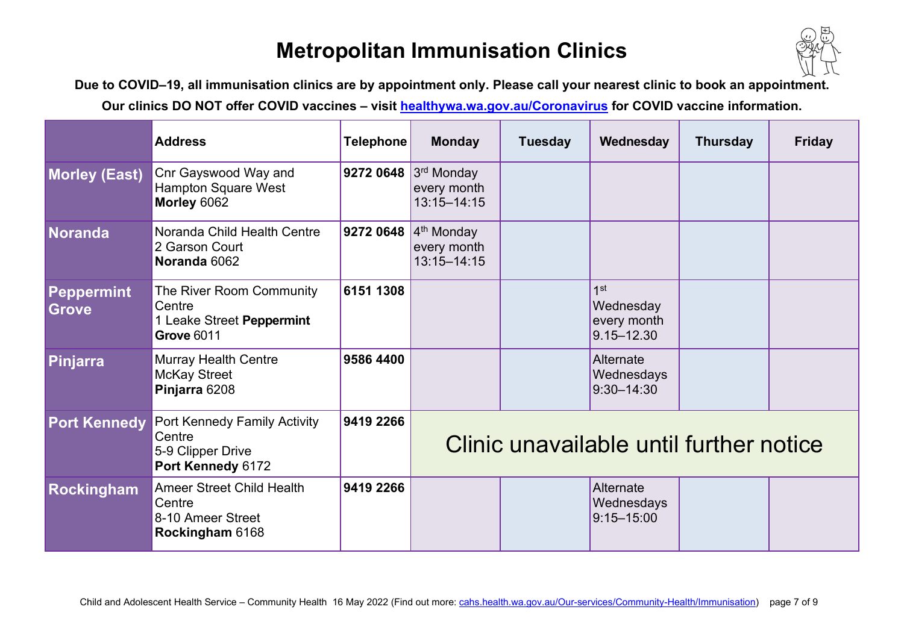# Metropolitan Immunisation Clinics

**Due to COVID–19, all immunisation clinics are by appointment only. Please call your nearest clinic to book an appointment.**

**Our clinics DO NOT offer COVID vaccines – visit healthywa.wa.gov.au/Coronavirus for COVID vaccine information.**

| | Address | Telephone | Monday | Tuesday | Wednesday | Thursday | Friday |
|---|---|---|---|---|---|---|---|
| **Morley (East)** | Cnr Gayswood Way and Hampton Square West **Morley** 6062 | **9272 0648** | 3rd Monday every month 13:15–14:15 | | | | |
| **Noranda** | Noranda Child Health Centre 2 Garson Court **Noranda** 6062 | **9272 0648** | 4th Monday every month 13:15–14:15 | | | | |
| **Peppermint Grove** | The River Room Community Centre 1 Leake Street **Peppermint Grove** 6011 | **6151 1308** | | | 1st Wednesday every month 9.15–12.30 | | |
| **Pinjarra** | Murray Health Centre McKay Street **Pinjarra** 6208 | **9586 4400** | | | Alternate Wednesdays 9:30–14:30 | | |
| **Port Kennedy** | Port Kennedy Family Activity Centre 5-9 Clipper Drive **Port Kennedy** 6172 | **9419 2266** | Clinic unavailable until further notice | | | | |
| **Rockingham** | Ameer Street Child Health Centre 8-10 Ameer Street **Rockingham** 6168 | **9419 2266** | | | Alternate Wednesdays 9:15–15:00 | | |

Child and Adolescent Health Service – Community Health 16 May 2022 (Find out more: cahs.health.wa.gov.au/Our-services/Community-Health/Immunisation)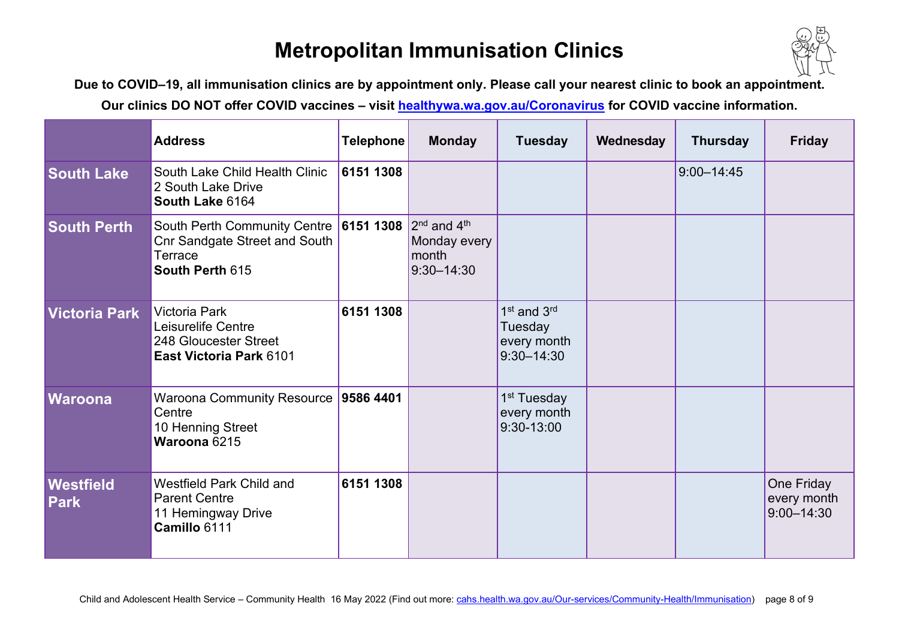# Metropolitan Immunisation Clinics

**Due to COVID–19, all immunisation clinics are by appointment only. Please call your nearest clinic to book an appointment.**

**Our clinics DO NOT offer COVID vaccines – visit healthywa.wa.gov.au/Coronavirus for COVID vaccine information.**

| | Address | Telephone | Monday | Tuesday | Wednesday | Thursday | Friday |
|---|---|---|---|---|---|---|---|
| **South Lake** | South Lake Child Health Clinic 2 South Lake Drive **South Lake** 6164 | **6151 1308** | | | | 9:00–14:45 | |
| **South Perth** | South Perth Community Centre Cnr Sandgate Street and South Terrace **South Perth** 615 | **6151 1308** | 2nd and 4th Monday every month 9:30–14:30 | | | | |
| **Victoria Park** | Victoria Park Leisurelife Centre 248 Gloucester Street **East Victoria Park** 6101 | **6151 1308** | | 1st and 3rd Tuesday every month 9:30–14:30 | | | |
| **Waroona** | Waroona Community Resource Centre 10 Henning Street **Waroona** 6215 | **9586 4401** | | 1st Tuesday every month 9:30-13:00 | | | |
| **Westfield Park** | Westfield Park Child and Parent Centre 11 Hemingway Drive **Camillo** 6111 | **6151 1308** | | | | | One Friday every month 9:00–14:30 |

Child and Adolescent Health Service – Community Health 16 May 2022 (Find out more: cahs.health.wa.gov.au/Our-services/Community-Health/Immunisation)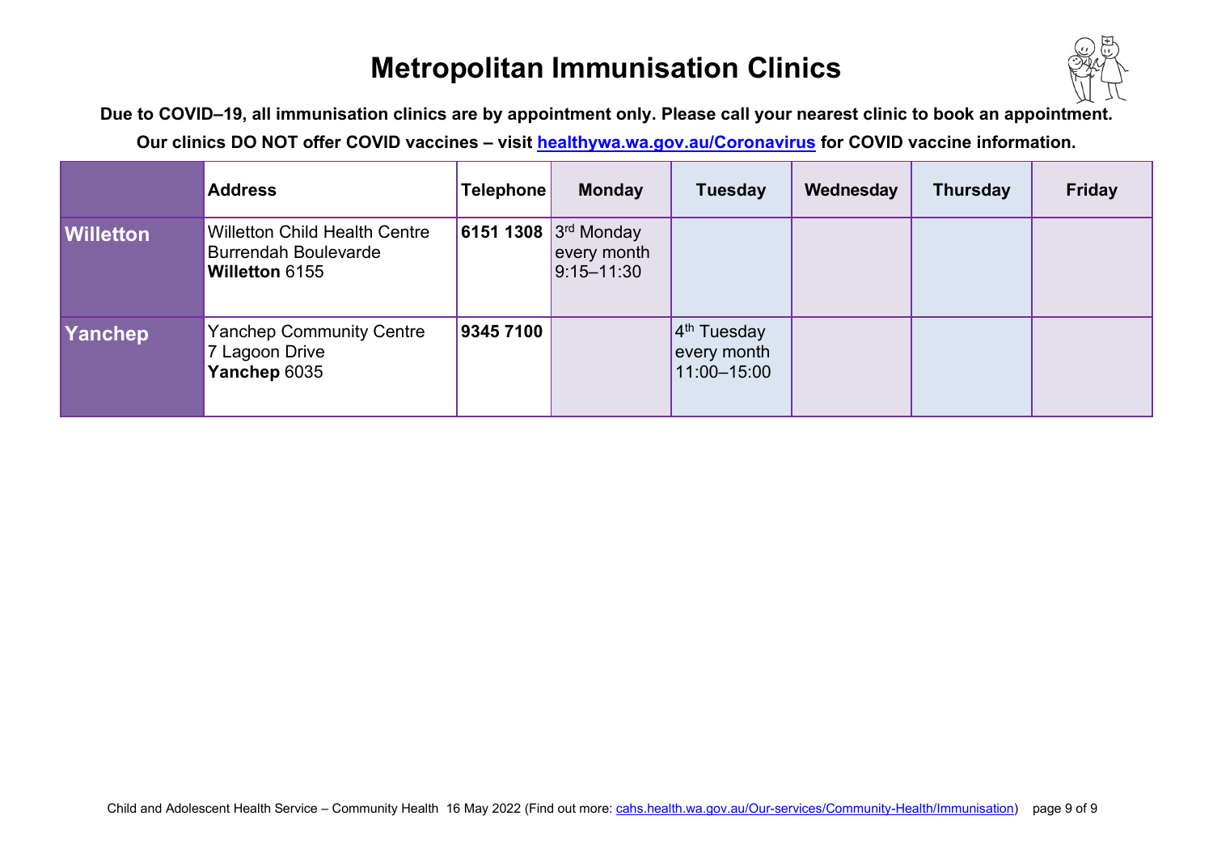# Metropolitan Immunisation Clinics

**Due to COVID–19, all immunisation clinics are by appointment only. Please call your nearest clinic to book an appointment.**

**Our clinics DO NOT offer COVID vaccines – visit [healthywa.wa.gov.au/Coronavirus](healthywa.wa.gov.au/Coronavirus) for COVID vaccine information.**

| | Address | Telephone | Monday | Tuesday | Wednesday | Thursday | Friday |
|---|---|---|---|---|---|---|---|
| **Willetton** | Willetton Child Health Centre<br>Burrendah Boulevarde<br>**Willetton** 6155 | **6151 1308** | 3rd Monday every month 9:15–11:30 | | | | |
| **Yanchep** | Yanchep Community Centre<br>7 Lagoon Drive<br>**Yanchep** 6035 | **9345 7100** | | 4th Tuesday every month 11:00–15:00 | | | |

Child and Adolescent Health Service – Community Health 16 May 2022 (Find out more: [cahs.health.wa.gov.au/Our-services/Community-Health/Immunisation](cahs.health.wa.gov.au/Our-services/Community-Health/Immunisation))